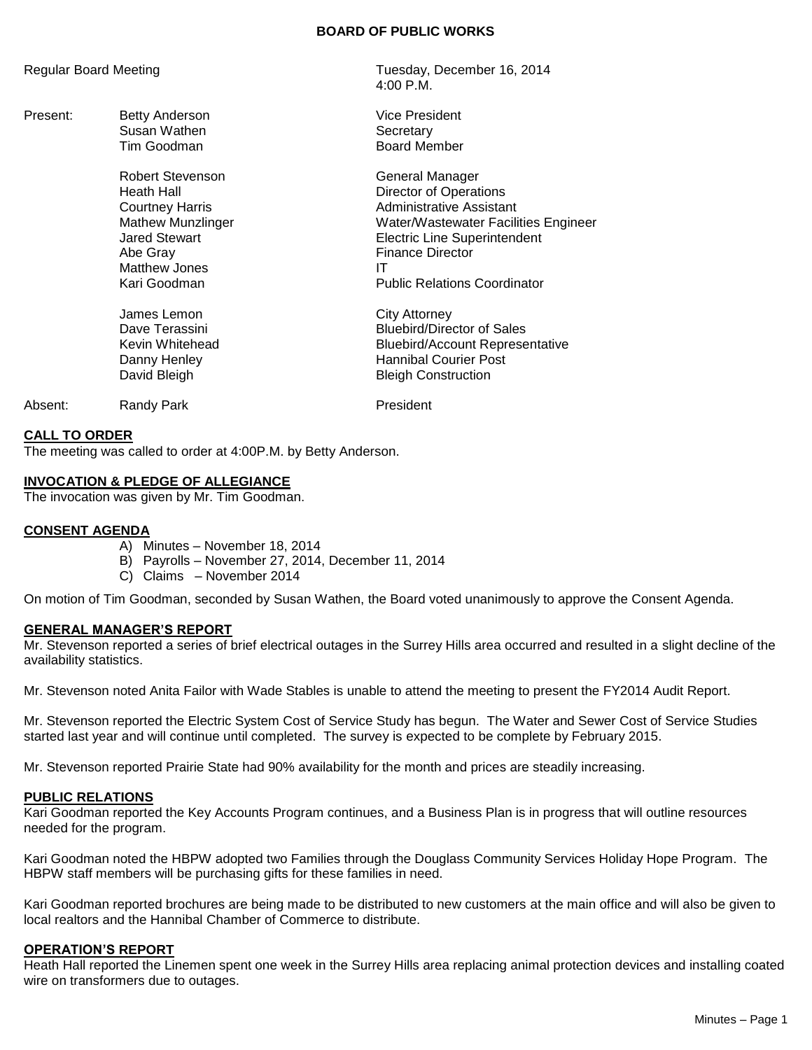# BOARD OF PUBLIC WORKS

Regular Board Meeting — Tuesday, December 16, 2014, 4:00 P.M.

| | Name | Title |
|---|---|---|
| Present: | Betty Anderson | Vice President |
| | Susan Wathen | Secretary |
| | Tim Goodman | Board Member |
| | Robert Stevenson | General Manager |
| | Heath Hall | Director of Operations |
| | Courtney Harris | Administrative Assistant |
| | Mathew Munzlinger | Water/Wastewater Facilities Engineer |
| | Jared Stewart | Electric Line Superintendent |
| | Abe Gray | Finance Director |
| | Matthew Jones | IT |
| | Kari Goodman | Public Relations Coordinator |
| | James Lemon | City Attorney |
| | Dave Terassini | Bluebird/Director of Sales |
| | Kevin Whitehead | Bluebird/Account Representative |
| | Danny Henley | Hannibal Courier Post |
| | David Bleigh | Bleigh Construction |
| Absent: | Randy Park | President |

## CALL TO ORDER

The meeting was called to order at 4:00P.M. by Betty Anderson.

## INVOCATION & PLEDGE OF ALLEGIANCE

The invocation was given by Mr. Tim Goodman.

## CONSENT AGENDA

A) Minutes – November 18, 2014
B) Payrolls – November 27, 2014, December 11, 2014
C) Claims – November 2014

On motion of Tim Goodman, seconded by Susan Wathen, the Board voted unanimously to approve the Consent Agenda.

## GENERAL MANAGER'S REPORT

Mr. Stevenson reported a series of brief electrical outages in the Surrey Hills area occurred and resulted in a slight decline of the availability statistics.

Mr. Stevenson noted Anita Failor with Wade Stables is unable to attend the meeting to present the FY2014 Audit Report.

Mr. Stevenson reported the Electric System Cost of Service Study has begun. The Water and Sewer Cost of Service Studies started last year and will continue until completed. The survey is expected to be complete by February 2015.

Mr. Stevenson reported Prairie State had 90% availability for the month and prices are steadily increasing.

## PUBLIC RELATIONS

Kari Goodman reported the Key Accounts Program continues, and a Business Plan is in progress that will outline resources needed for the program.

Kari Goodman noted the HBPW adopted two Families through the Douglass Community Services Holiday Hope Program. The HBPW staff members will be purchasing gifts for these families in need.

Kari Goodman reported brochures are being made to be distributed to new customers at the main office and will also be given to local realtors and the Hannibal Chamber of Commerce to distribute.

## OPERATION'S REPORT

Heath Hall reported the Linemen spent one week in the Surrey Hills area replacing animal protection devices and installing coated wire on transformers due to outages.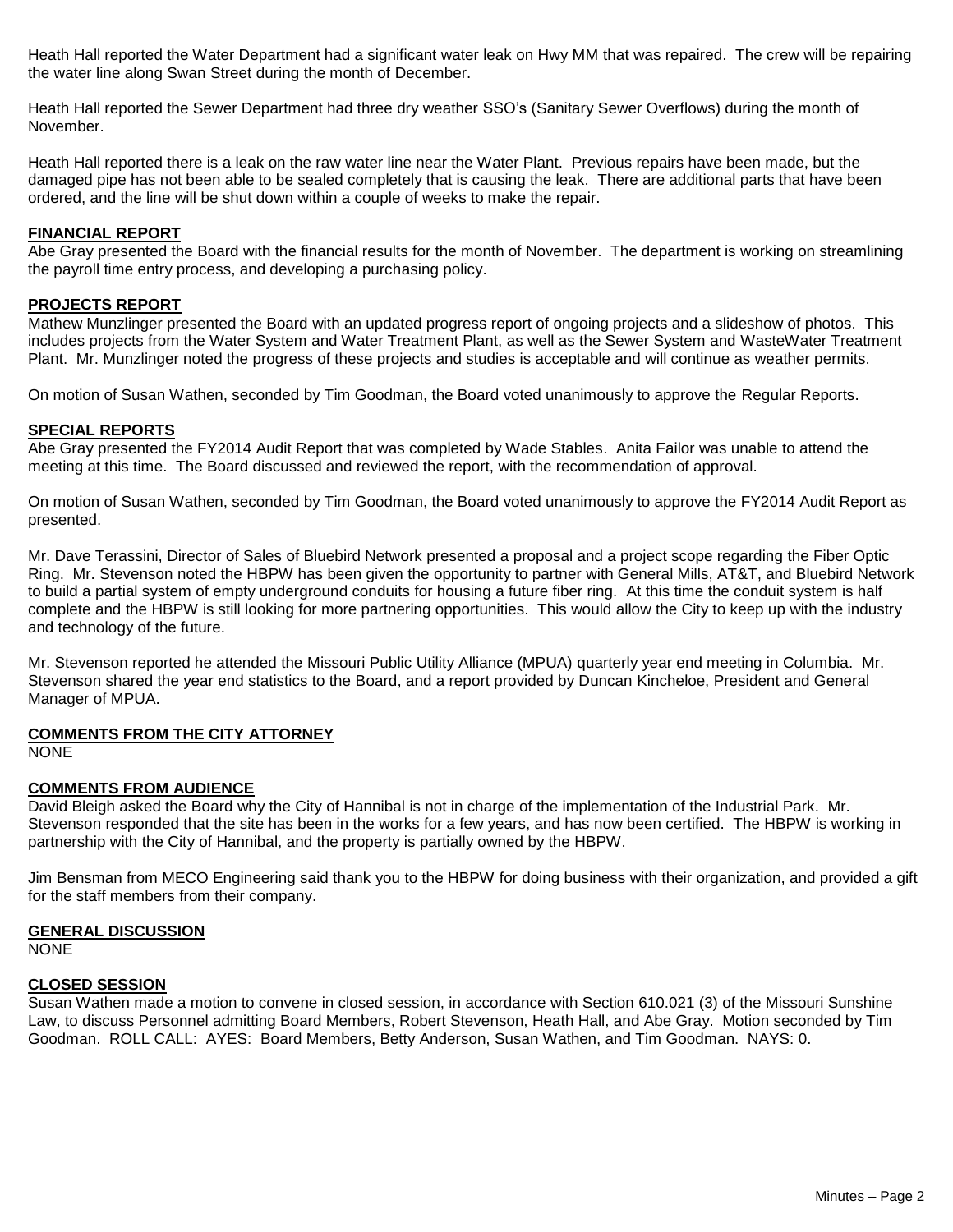Heath Hall reported the Water Department had a significant water leak on Hwy MM that was repaired. The crew will be repairing the water line along Swan Street during the month of December.

Heath Hall reported the Sewer Department had three dry weather SSO's (Sanitary Sewer Overflows) during the month of November.

Heath Hall reported there is a leak on the raw water line near the Water Plant. Previous repairs have been made, but the damaged pipe has not been able to be sealed completely that is causing the leak. There are additional parts that have been ordered, and the line will be shut down within a couple of weeks to make the repair.

**FINANCIAL REPORT**

Abe Gray presented the Board with the financial results for the month of November. The department is working on streamlining the payroll time entry process, and developing a purchasing policy.

**PROJECTS REPORT**

Mathew Munzlinger presented the Board with an updated progress report of ongoing projects and a slideshow of photos. This includes projects from the Water System and Water Treatment Plant, as well as the Sewer System and WasteWater Treatment Plant. Mr. Munzlinger noted the progress of these projects and studies is acceptable and will continue as weather permits.

On motion of Susan Wathen, seconded by Tim Goodman, the Board voted unanimously to approve the Regular Reports.

**SPECIAL REPORTS**

Abe Gray presented the FY2014 Audit Report that was completed by Wade Stables. Anita Failor was unable to attend the meeting at this time. The Board discussed and reviewed the report, with the recommendation of approval.

On motion of Susan Wathen, seconded by Tim Goodman, the Board voted unanimously to approve the FY2014 Audit Report as presented.

Mr. Dave Terassini, Director of Sales of Bluebird Network presented a proposal and a project scope regarding the Fiber Optic Ring. Mr. Stevenson noted the HBPW has been given the opportunity to partner with General Mills, AT&T, and Bluebird Network to build a partial system of empty underground conduits for housing a future fiber ring. At this time the conduit system is half complete and the HBPW is still looking for more partnering opportunities. This would allow the City to keep up with the industry and technology of the future.

Mr. Stevenson reported he attended the Missouri Public Utility Alliance (MPUA) quarterly year end meeting in Columbia. Mr. Stevenson shared the year end statistics to the Board, and a report provided by Duncan Kincheloe, President and General Manager of MPUA.

**COMMENTS FROM THE CITY ATTORNEY**

NONE

**COMMENTS FROM AUDIENCE**

David Bleigh asked the Board why the City of Hannibal is not in charge of the implementation of the Industrial Park. Mr. Stevenson responded that the site has been in the works for a few years, and has now been certified. The HBPW is working in partnership with the City of Hannibal, and the property is partially owned by the HBPW.

Jim Bensman from MECO Engineering said thank you to the HBPW for doing business with their organization, and provided a gift for the staff members from their company.

**GENERAL DISCUSSION**

NONE

**CLOSED SESSION**

Susan Wathen made a motion to convene in closed session, in accordance with Section 610.021 (3) of the Missouri Sunshine Law, to discuss Personnel admitting Board Members, Robert Stevenson, Heath Hall, and Abe Gray. Motion seconded by Tim Goodman. ROLL CALL: AYES: Board Members, Betty Anderson, Susan Wathen, and Tim Goodman. NAYS: 0.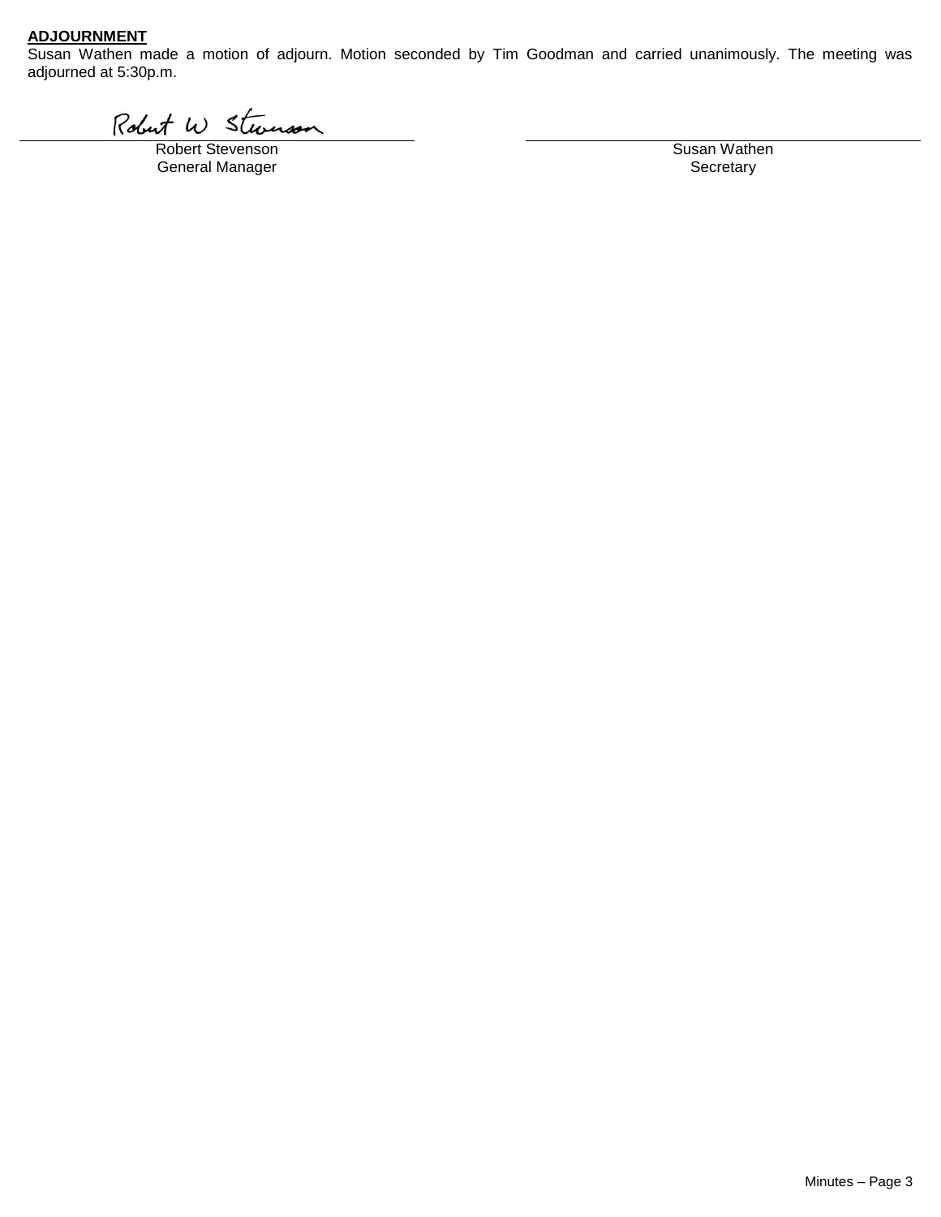**ADJOURNMENT**

Susan Wathen made a motion of adjourn. Motion seconded by Tim Goodman and carried unanimously. The meeting was adjourned at 5:30p.m.

Robert W Stevenson

Robert Stevenson
General Manager

Susan Wathen
Secretary